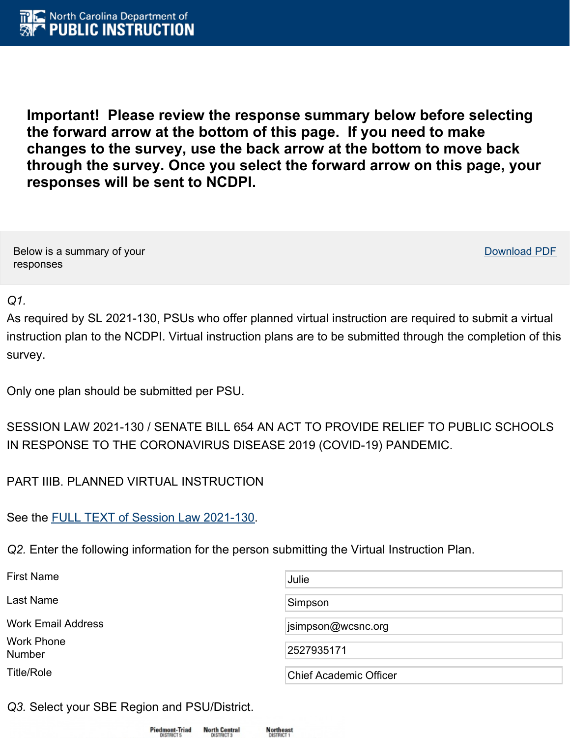**North Carolina Department of PUBLIC INSTRUCTION**

**Important! Please review the response summary below before selecting the forward arrow at the bottom of this page. If you need to make changes to the survey, use the back arrow at the bottom to move back through the survey. Once you select the forward arrow on this page, your responses will be sent to NCDPI.**

Below is a summary of your responses

Download PDF

*Q1.*
As required by SL 2021-130, PSUs who offer planned virtual instruction are required to submit a virtual instruction plan to the NCDPI. Virtual instruction plans are to be submitted through the completion of this survey.

Only one plan should be submitted per PSU.

SESSION LAW 2021-130 / SENATE BILL 654 AN ACT TO PROVIDE RELIEF TO PUBLIC SCHOOLS IN RESPONSE TO THE CORONAVIRUS DISEASE 2019 (COVID-19) PANDEMIC.

PART IIIB. PLANNED VIRTUAL INSTRUCTION

See the FULL TEXT of Session Law 2021-130.

*Q2.* Enter the following information for the person submitting the Virtual Instruction Plan.

| | |
|---|---|
| First Name | Julie |
| Last Name | Simpson |
| Work Email Address | jsimpson@wcsnc.org |
| Work Phone Number | 2527935171 |
| Title/Role | Chief Academic Officer |

*Q3.* Select your SBE Region and PSU/District.

Piedmont-Triad DISTRICT 5 North Central DISTRICT 3 Northeast DISTRICT 1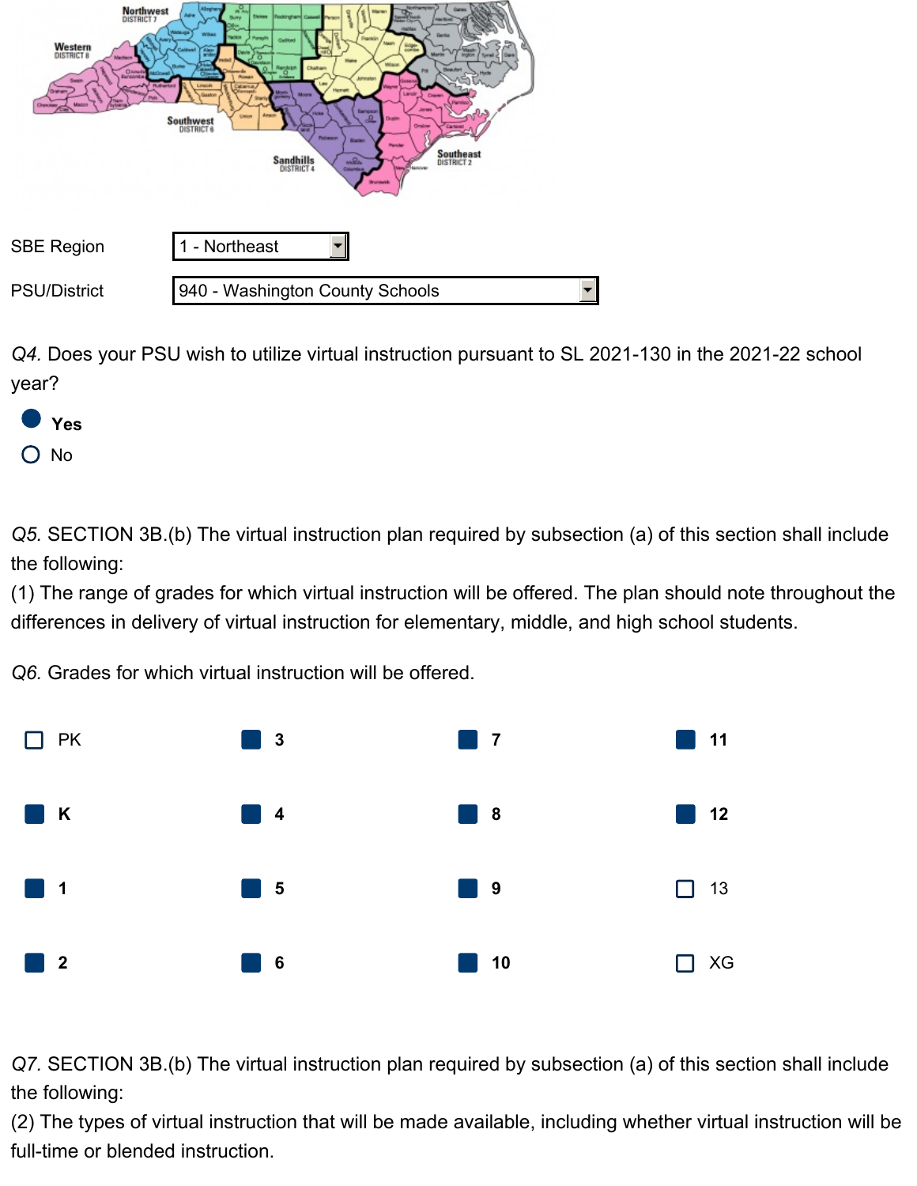SBE Region: 1 - Northeast

PSU/District: 940 - Washington County Schools

*Q4.* Does your PSU wish to utilize virtual instruction pursuant to SL 2021-130 in the 2021-22 school year?

- ● **Yes**
- ○ No

*Q5.* SECTION 3B.(b) The virtual instruction plan required by subsection (a) of this section shall include the following:
(1) The range of grades for which virtual instruction will be offered. The plan should note throughout the differences in delivery of virtual instruction for elementary, middle, and high school students.

*Q6.* Grades for which virtual instruction will be offered.

- [ ] PK
- [x] **K**
- [x] **1**
- [x] **2**
- [x] **3**
- [x] **4**
- [x] **5**
- [x] **6**
- [x] **7**
- [x] **8**
- [x] **9**
- [x] **10**
- [x] **11**
- [x] **12**
- [ ] 13
- [ ] XG

*Q7.* SECTION 3B.(b) The virtual instruction plan required by subsection (a) of this section shall include the following:
(2) The types of virtual instruction that will be made available, including whether virtual instruction will be full-time or blended instruction.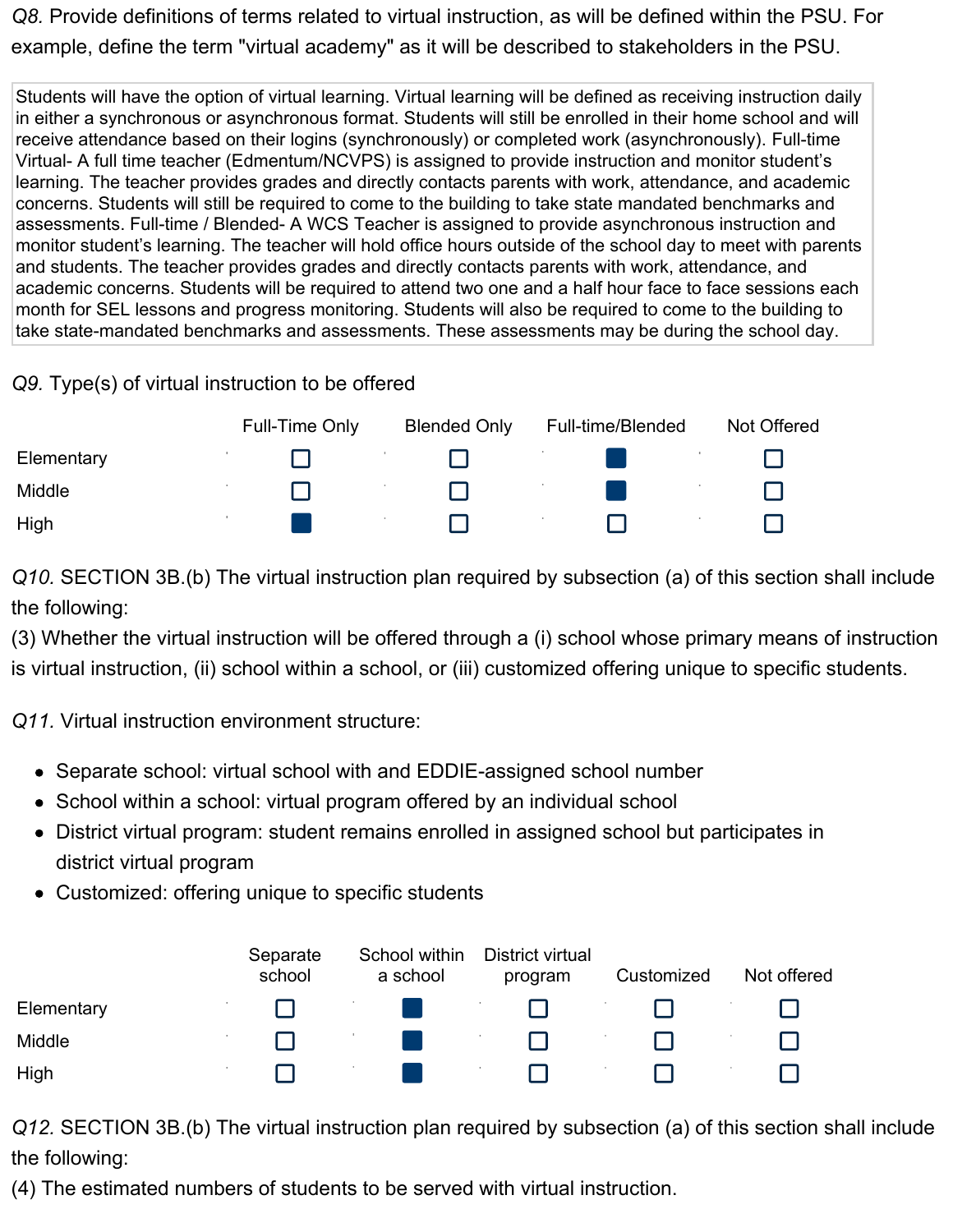*Q8.* Provide definitions of terms related to virtual instruction, as will be defined within the PSU. For example, define the term "virtual academy" as it will be described to stakeholders in the PSU.

Students will have the option of virtual learning. Virtual learning will be defined as receiving instruction daily in either a synchronous or asynchronous format. Students will still be enrolled in their home school and will receive attendance based on their logins (synchronously) or completed work (asynchronously). Full-time Virtual- A full time teacher (Edmentum/NCVPS) is assigned to provide instruction and monitor student's learning. The teacher provides grades and directly contacts parents with work, attendance, and academic concerns. Students will still be required to come to the building to take state mandated benchmarks and assessments. Full-time / Blended- A WCS Teacher is assigned to provide asynchronous instruction and monitor student's learning. The teacher will hold office hours outside of the school day to meet with parents and students. The teacher provides grades and directly contacts parents with work, attendance, and academic concerns. Students will be required to attend two one and a half hour face to face sessions each month for SEL lessons and progress monitoring. Students will also be required to come to the building to take state-mandated benchmarks and assessments. These assessments may be during the school day.

*Q9.* Type(s) of virtual instruction to be offered

| | Full-Time Only | Blended Only | Full-time/Blended | Not Offered |
|---|---|---|---|---|
| Elementary | ☐ | ☐ | ■ | ☐ |
| Middle | ☐ | ☐ | ■ | ☐ |
| High | ■ | ☐ | ☐ | ☐ |

*Q10.* SECTION 3B.(b) The virtual instruction plan required by subsection (a) of this section shall include the following:
(3) Whether the virtual instruction will be offered through a (i) school whose primary means of instruction is virtual instruction, (ii) school within a school, or (iii) customized offering unique to specific students.

*Q11.* Virtual instruction environment structure:

- Separate school: virtual school with and EDDIE-assigned school number
- School within a school: virtual program offered by an individual school
- District virtual program: student remains enrolled in assigned school but participates in district virtual program
- Customized: offering unique to specific students

| | Separate school | School within a school | District virtual program | Customized | Not offered |
|---|---|---|---|---|---|
| Elementary | ☐ | ■ | ☐ | ☐ | ☐ |
| Middle | ☐ | ■ | ☐ | ☐ | ☐ |
| High | ☐ | ■ | ☐ | ☐ | ☐ |

*Q12.* SECTION 3B.(b) The virtual instruction plan required by subsection (a) of this section shall include the following:
(4) The estimated numbers of students to be served with virtual instruction.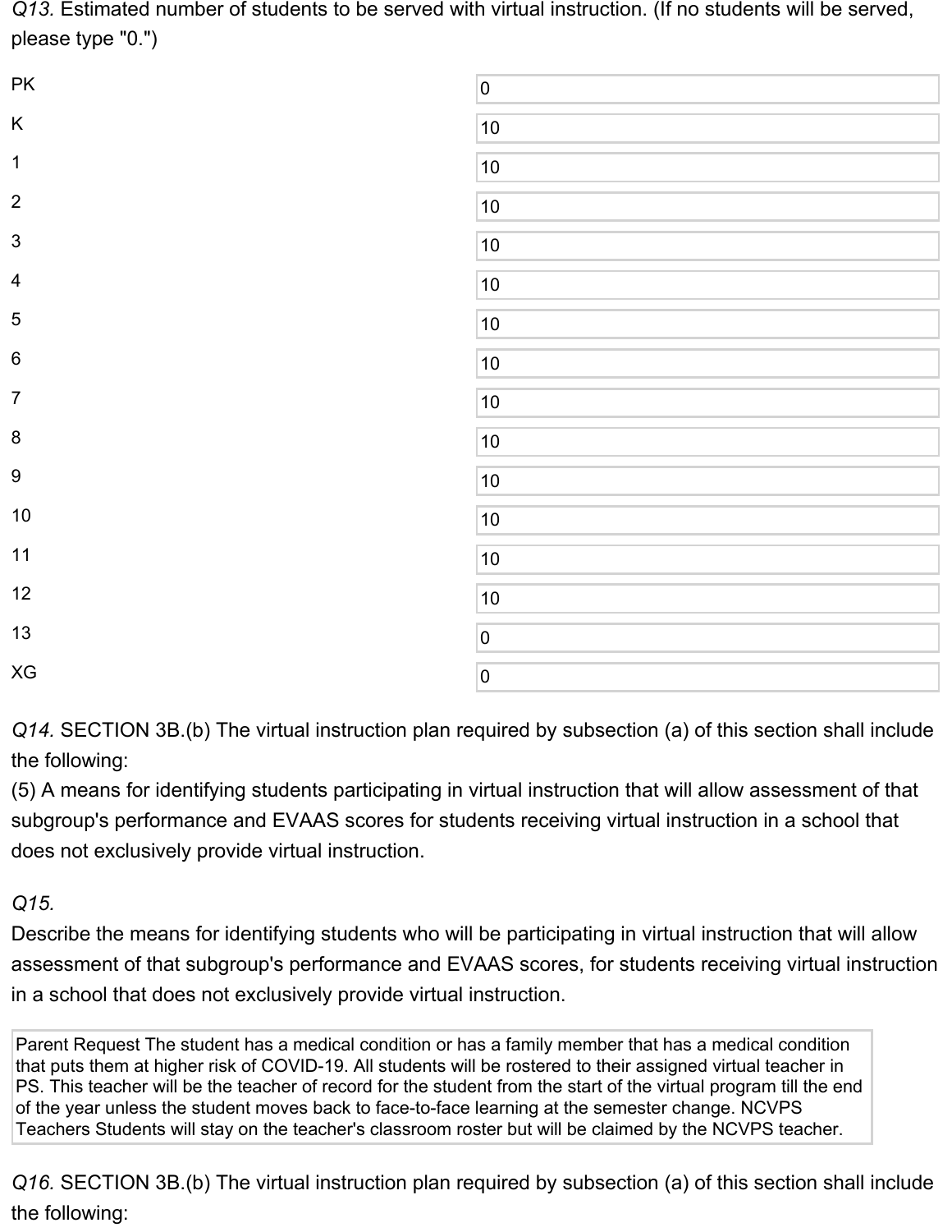*Q13.* Estimated number of students to be served with virtual instruction. (If no students will be served, please type "0.")

| Grade | Number |
|---|---|
| PK | 0 |
| K | 10 |
| 1 | 10 |
| 2 | 10 |
| 3 | 10 |
| 4 | 10 |
| 5 | 10 |
| 6 | 10 |
| 7 | 10 |
| 8 | 10 |
| 9 | 10 |
| 10 | 10 |
| 11 | 10 |
| 12 | 10 |
| 13 | 0 |
| XG | 0 |

*Q14.* SECTION 3B.(b) The virtual instruction plan required by subsection (a) of this section shall include the following:
(5) A means for identifying students participating in virtual instruction that will allow assessment of that subgroup's performance and EVAAS scores for students receiving virtual instruction in a school that does not exclusively provide virtual instruction.

*Q15.*
Describe the means for identifying students who will be participating in virtual instruction that will allow assessment of that subgroup's performance and EVAAS scores, for students receiving virtual instruction in a school that does not exclusively provide virtual instruction.

> Parent Request The student has a medical condition or has a family member that has a medical condition that puts them at higher risk of COVID-19. All students will be rostered to their assigned virtual teacher in PS. This teacher will be the teacher of record for the student from the start of the virtual program till the end of the year unless the student moves back to face-to-face learning at the semester change. NCVPS Teachers Students will stay on the teacher's classroom roster but will be claimed by the NCVPS teacher.

*Q16.* SECTION 3B.(b) The virtual instruction plan required by subsection (a) of this section shall include the following: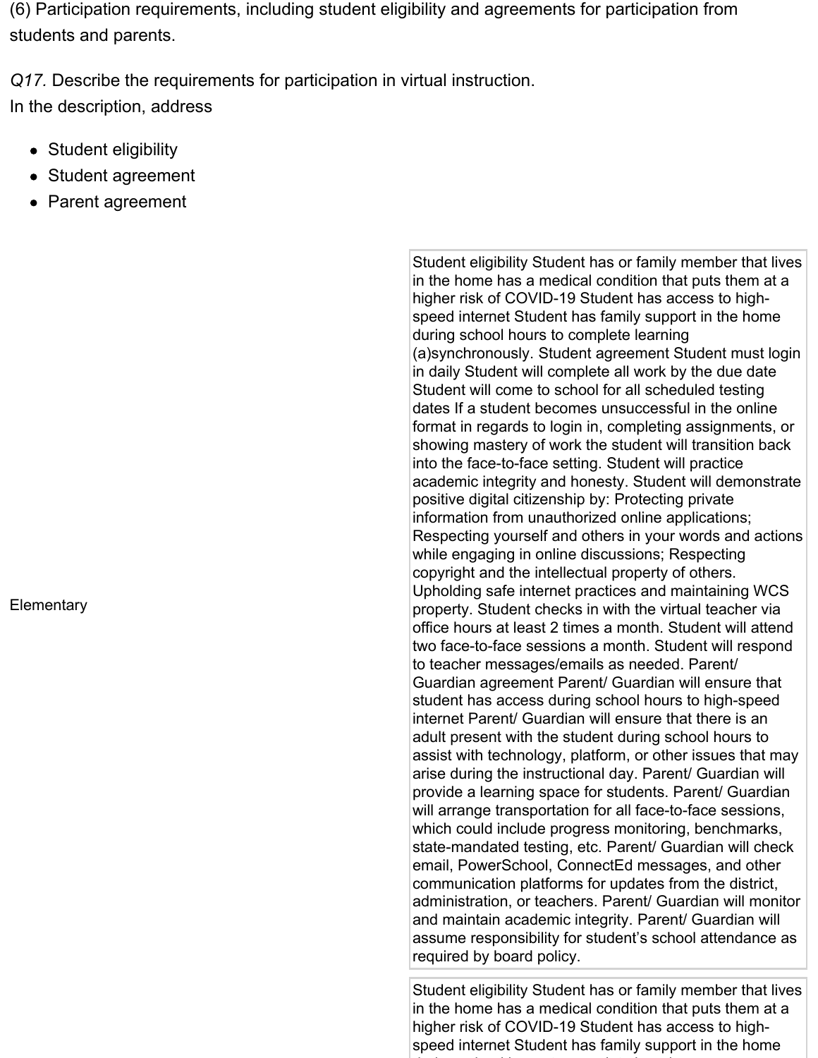(6) Participation requirements, including student eligibility and agreements for participation from students and parents.

*Q17.* Describe the requirements for participation in virtual instruction.
In the description, address

- Student eligibility
- Student agreement
- Parent agreement

| | |
|---|---|
| Elementary | Student eligibility Student has or family member that lives in the home has a medical condition that puts them at a higher risk of COVID-19 Student has access to high-speed internet Student has family support in the home during school hours to complete learning (a)synchronously. Student agreement Student must login in daily Student will complete all work by the due date Student will come to school for all scheduled testing dates If a student becomes unsuccessful in the online format in regards to login in, completing assignments, or showing mastery of work the student will transition back into the face-to-face setting. Student will practice academic integrity and honesty. Student will demonstrate positive digital citizenship by: Protecting private information from unauthorized online applications; Respecting yourself and others in your words and actions while engaging in online discussions; Respecting copyright and the intellectual property of others. Upholding safe internet practices and maintaining WCS property. Student checks in with the virtual teacher via office hours at least 2 times a month. Student will attend two face-to-face sessions a month. Student will respond to teacher messages/emails as needed. Parent/ Guardian agreement Parent/ Guardian will ensure that student has access during school hours to high-speed internet Parent/ Guardian will ensure that there is an adult present with the student during school hours to assist with technology, platform, or other issues that may arise during the instructional day. Parent/ Guardian will provide a learning space for students. Parent/ Guardian will arrange transportation for all face-to-face sessions, which could include progress monitoring, benchmarks, state-mandated testing, etc. Parent/ Guardian will check email, PowerSchool, ConnectEd messages, and other communication platforms for updates from the district, administration, or teachers. Parent/ Guardian will monitor and maintain academic integrity. Parent/ Guardian will assume responsibility for student's school attendance as required by board policy. |
| | Student eligibility Student has or family member that lives in the home has a medical condition that puts them at a higher risk of COVID-19 Student has access to high-speed internet Student has family support in the home |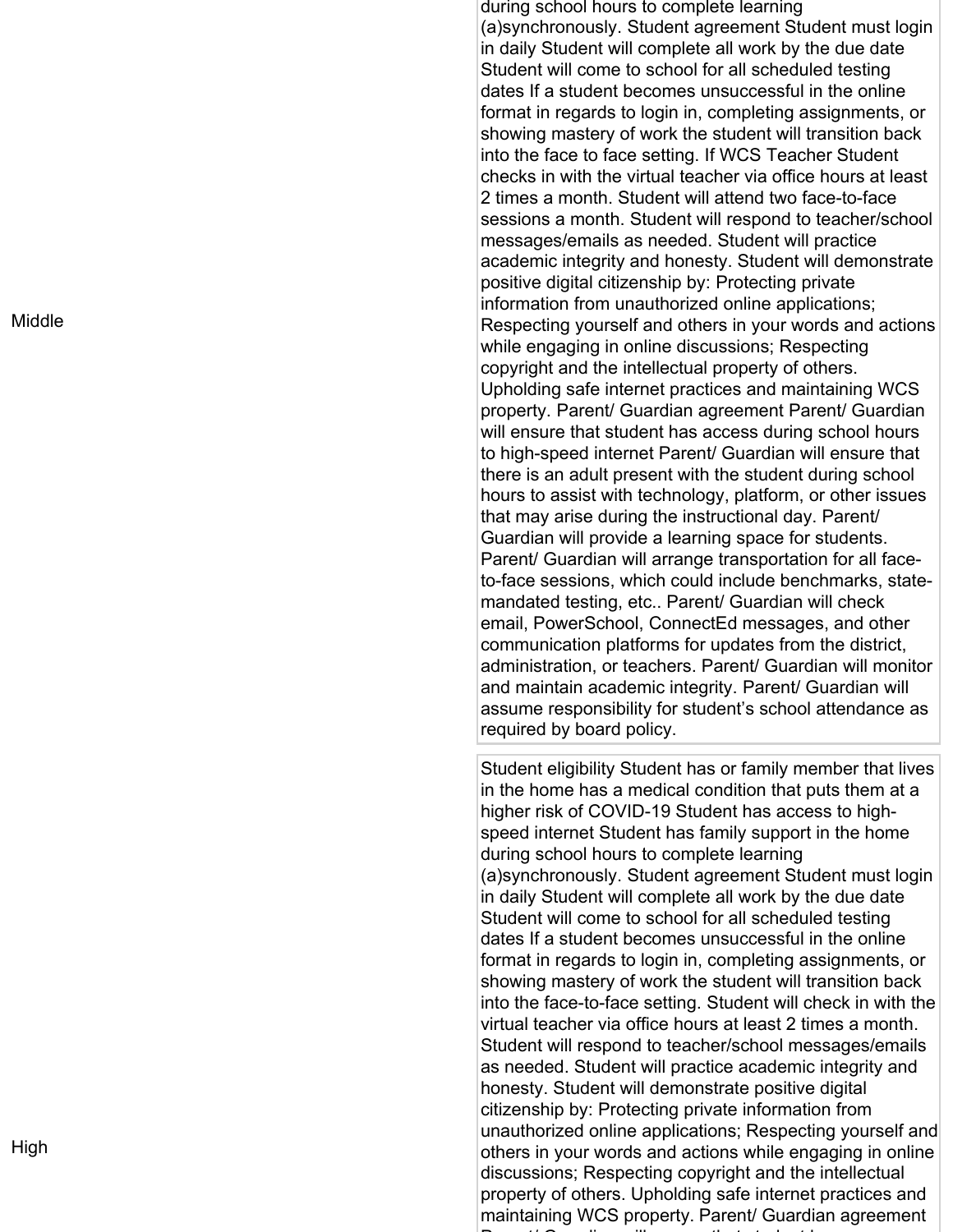| | |
|---|---|
| Middle | during school hours to complete learning (a)synchronously. Student agreement Student must login in daily Student will complete all work by the due date Student will come to school for all scheduled testing dates If a student becomes unsuccessful in the online format in regards to login in, completing assignments, or showing mastery of work the student will transition back into the face to face setting. If WCS Teacher Student checks in with the virtual teacher via office hours at least 2 times a month. Student will attend two face-to-face sessions a month. Student will respond to teacher/school messages/emails as needed. Student will practice academic integrity and honesty. Student will demonstrate positive digital citizenship by: Protecting private information from unauthorized online applications; Respecting yourself and others in your words and actions while engaging in online discussions; Respecting copyright and the intellectual property of others. Upholding safe internet practices and maintaining WCS property. Parent/ Guardian agreement Parent/ Guardian will ensure that student has access during school hours to high-speed internet Parent/ Guardian will ensure that there is an adult present with the student during school hours to assist with technology, platform, or other issues that may arise during the instructional day. Parent/ Guardian will provide a learning space for students. Parent/ Guardian will arrange transportation for all face-to-face sessions, which could include benchmarks, state-mandated testing, etc.. Parent/ Guardian will check email, PowerSchool, ConnectEd messages, and other communication platforms for updates from the district, administration, or teachers. Parent/ Guardian will monitor and maintain academic integrity. Parent/ Guardian will assume responsibility for student's school attendance as required by board policy. |
| High | Student eligibility Student has or family member that lives in the home has a medical condition that puts them at a higher risk of COVID-19 Student has access to high-speed internet Student has family support in the home during school hours to complete learning (a)synchronously. Student agreement Student must login in daily Student will complete all work by the due date Student will come to school for all scheduled testing dates If a student becomes unsuccessful in the online format in regards to login in, completing assignments, or showing mastery of work the student will transition back into the face-to-face setting. Student will check in with the virtual teacher via office hours at least 2 times a month. Student will respond to teacher/school messages/emails as needed. Student will practice academic integrity and honesty. Student will demonstrate positive digital citizenship by: Protecting private information from unauthorized online applications; Respecting yourself and others in your words and actions while engaging in online discussions; Respecting copyright and the intellectual property of others. Upholding safe internet practices and maintaining WCS property. Parent/ Guardian agreement |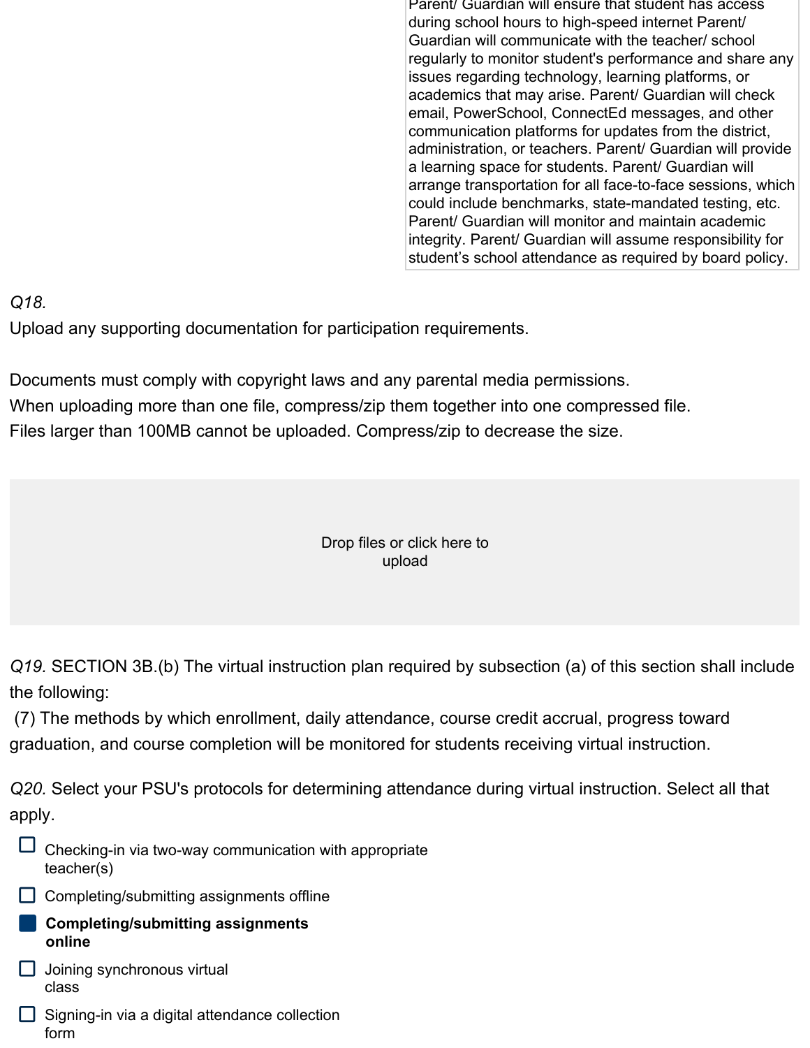Parent/ Guardian will ensure that student has access during school hours to high-speed internet Parent/ Guardian will communicate with the teacher/ school regularly to monitor student's performance and share any issues regarding technology, learning platforms, or academics that may arise. Parent/ Guardian will check email, PowerSchool, ConnectEd messages, and other communication platforms for updates from the district, administration, or teachers. Parent/ Guardian will provide a learning space for students. Parent/ Guardian will arrange transportation for all face-to-face sessions, which could include benchmarks, state-mandated testing, etc. Parent/ Guardian will monitor and maintain academic integrity. Parent/ Guardian will assume responsibility for student's school attendance as required by board policy.

*Q18.*
Upload any supporting documentation for participation requirements.

Documents must comply with copyright laws and any parental media permissions.
When uploading more than one file, compress/zip them together into one compressed file.
Files larger than 100MB cannot be uploaded. Compress/zip to decrease the size.

Drop files or click here to upload

*Q19.* SECTION 3B.(b) The virtual instruction plan required by subsection (a) of this section shall include the following:
(7) The methods by which enrollment, daily attendance, course credit accrual, progress toward graduation, and course completion will be monitored for students receiving virtual instruction.

*Q20.* Select your PSU's protocols for determining attendance during virtual instruction. Select all that apply.

- [ ] Checking-in via two-way communication with appropriate teacher(s)
- [ ] Completing/submitting assignments offline
- [x] **Completing/submitting assignments online**
- [ ] Joining synchronous virtual class
- [ ] Signing-in via a digital attendance collection form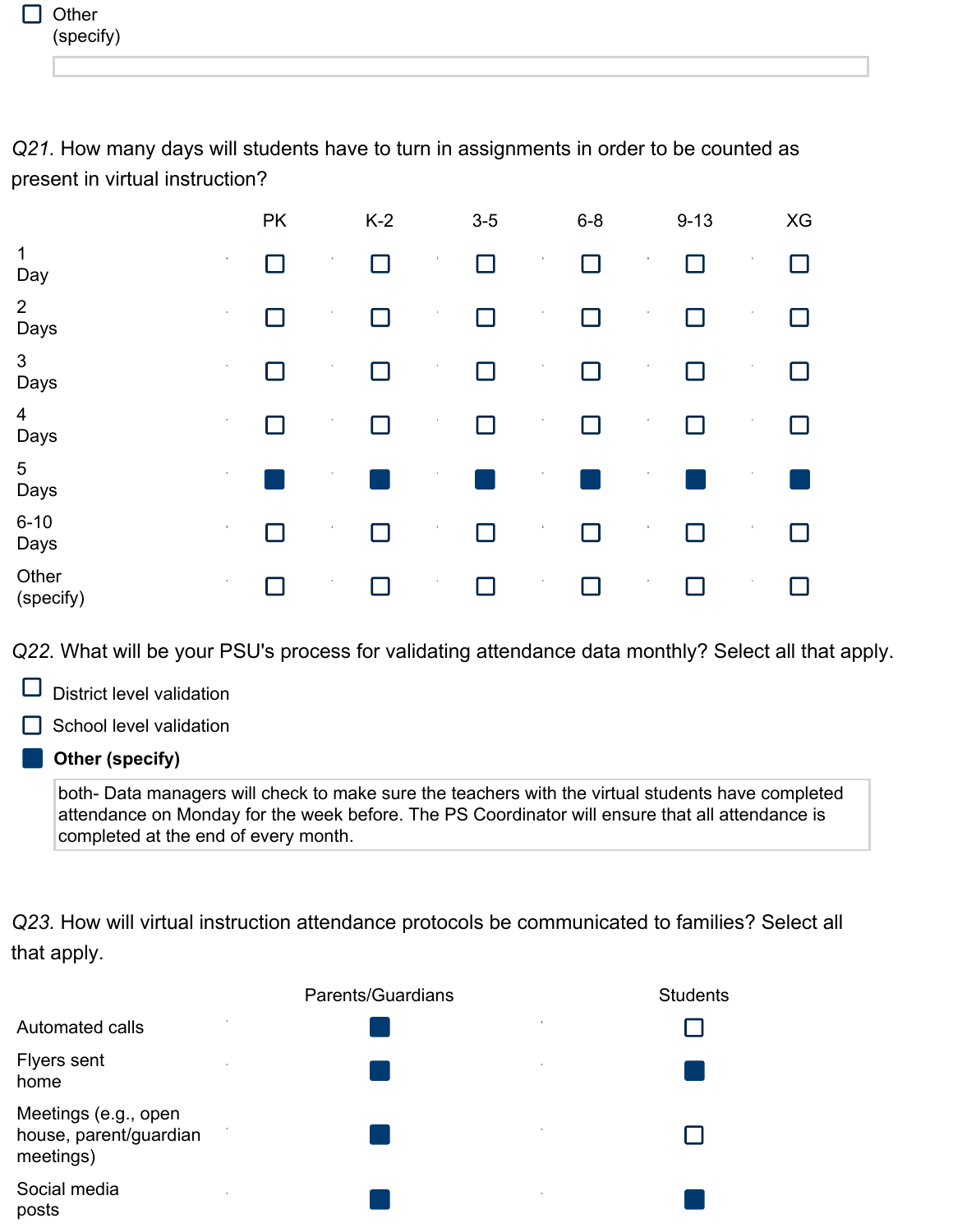- [ ] Other (specify)

*Q21.* How many days will students have to turn in assignments in order to be counted as present in virtual instruction?

| | PK | K-2 | 3-5 | 6-8 | 9-13 | XG |
|---|---|---|---|---|---|---|
| 1 Day | ☐ | ☐ | ☐ | ☐ | ☐ | ☐ |
| 2 Days | ☐ | ☐ | ☐ | ☐ | ☐ | ☐ |
| 3 Days | ☐ | ☐ | ☐ | ☐ | ☐ | ☐ |
| 4 Days | ☐ | ☐ | ☐ | ☐ | ☐ | ☐ |
| 5 Days | ■ | ■ | ■ | ■ | ■ | ■ |
| 6-10 Days | ☐ | ☐ | ☐ | ☐ | ☐ | ☐ |
| Other (specify) | ☐ | ☐ | ☐ | ☐ | ☐ | ☐ |

*Q22.* What will be your PSU's process for validating attendance data monthly? Select all that apply.

- [ ] District level validation
- [ ] School level validation
- [x] **Other (specify)**

both- Data managers will check to make sure the teachers with the virtual students have completed attendance on Monday for the week before. The PS Coordinator will ensure that all attendance is completed at the end of every month.

*Q23.* How will virtual instruction attendance protocols be communicated to families? Select all that apply.

| | Parents/Guardians | Students |
|---|---|---|
| Automated calls | ■ | ☐ |
| Flyers sent home | ■ | ■ |
| Meetings (e.g., open house, parent/guardian meetings) | ■ | ☐ |
| Social media posts | ■ | ■ |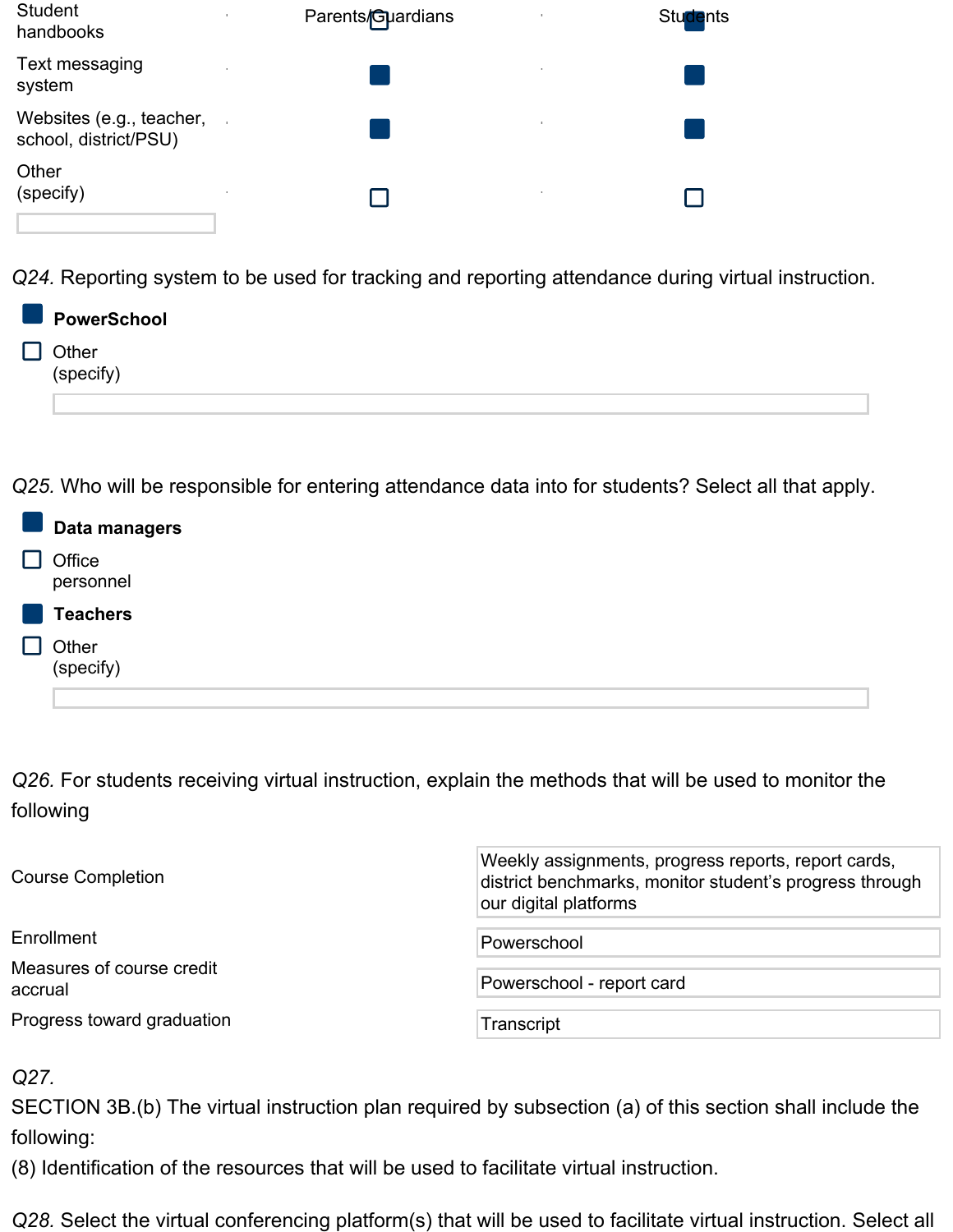| | Parents/Guardians | Students |
|---|---|---|
| Student handbooks | ☐ | ■ |
| Text messaging system | ■ | ■ |
| Websites (e.g., teacher, school, district/PSU) | ■ | ■ |
| Other (specify) | ☐ | ☐ |

*Q24.* Reporting system to be used for tracking and reporting attendance during virtual instruction.

- ■ **PowerSchool**
- ☐ Other (specify)

*Q25.* Who will be responsible for entering attendance data into for students? Select all that apply.

- ■ **Data managers**
- ☐ Office personnel
- ■ **Teachers**
- ☐ Other (specify)

*Q26.* For students receiving virtual instruction, explain the methods that will be used to monitor the following

| | |
|---|---|
| Course Completion | Weekly assignments, progress reports, report cards, district benchmarks, monitor student's progress through our digital platforms |
| Enrollment | Powerschool |
| Measures of course credit accrual | Powerschool - report card |
| Progress toward graduation | Transcript |

*Q27.*

SECTION 3B.(b) The virtual instruction plan required by subsection (a) of this section shall include the following:

(8) Identification of the resources that will be used to facilitate virtual instruction.

*Q28.* Select the virtual conferencing platform(s) that will be used to facilitate virtual instruction. Select all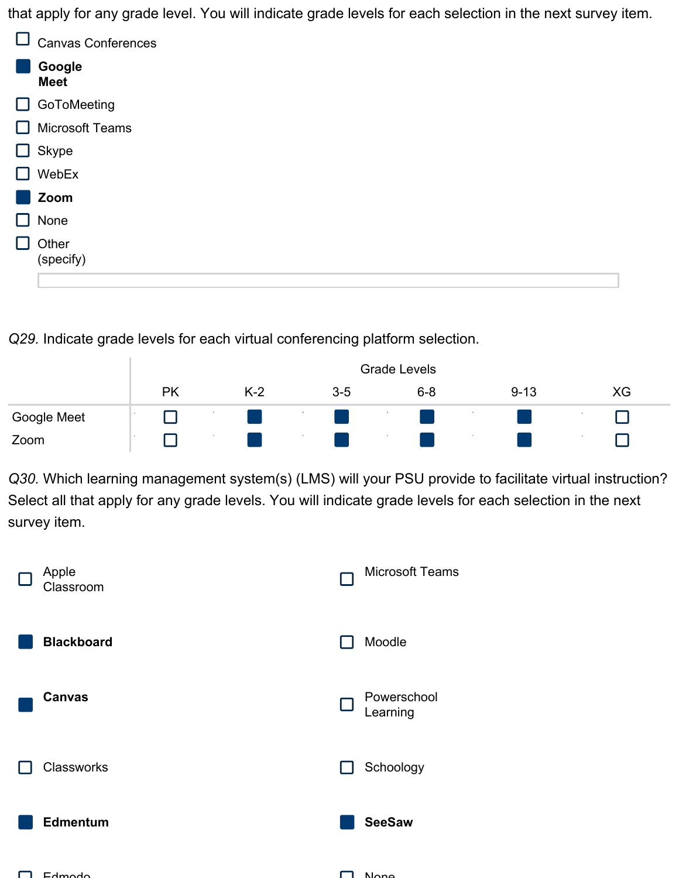that apply for any grade level. You will indicate grade levels for each selection in the next survey item.

- [ ] Canvas Conferences
- [x] **Google Meet**
- [ ] GoToMeeting
- [ ] Microsoft Teams
- [ ] Skype
- [ ] WebEx
- [x] **Zoom**
- [ ] None
- [ ] Other (specify)

*Q29.* Indicate grade levels for each virtual conferencing platform selection.

| | Grade Levels | | | | | |
|---|---|---|---|---|---|---|
| | PK | K-2 | 3-5 | 6-8 | 9-13 | XG |
| Google Meet | ☐ | ■ | ■ | ■ | ■ | ☐ |
| Zoom | ☐ | ■ | ■ | ■ | ■ | ☐ |

*Q30.* Which learning management system(s) (LMS) will your PSU provide to facilitate virtual instruction? Select all that apply for any grade levels. You will indicate grade levels for each selection in the next survey item.

- [ ] Apple Classroom
- [x] **Blackboard**
- [x] **Canvas**
- [ ] Classworks
- [x] **Edmentum**
- [ ] Edmodo
- [ ] Microsoft Teams
- [ ] Moodle
- [ ] Powerschool Learning
- [ ] Schoology
- [x] **SeeSaw**
- [ ] None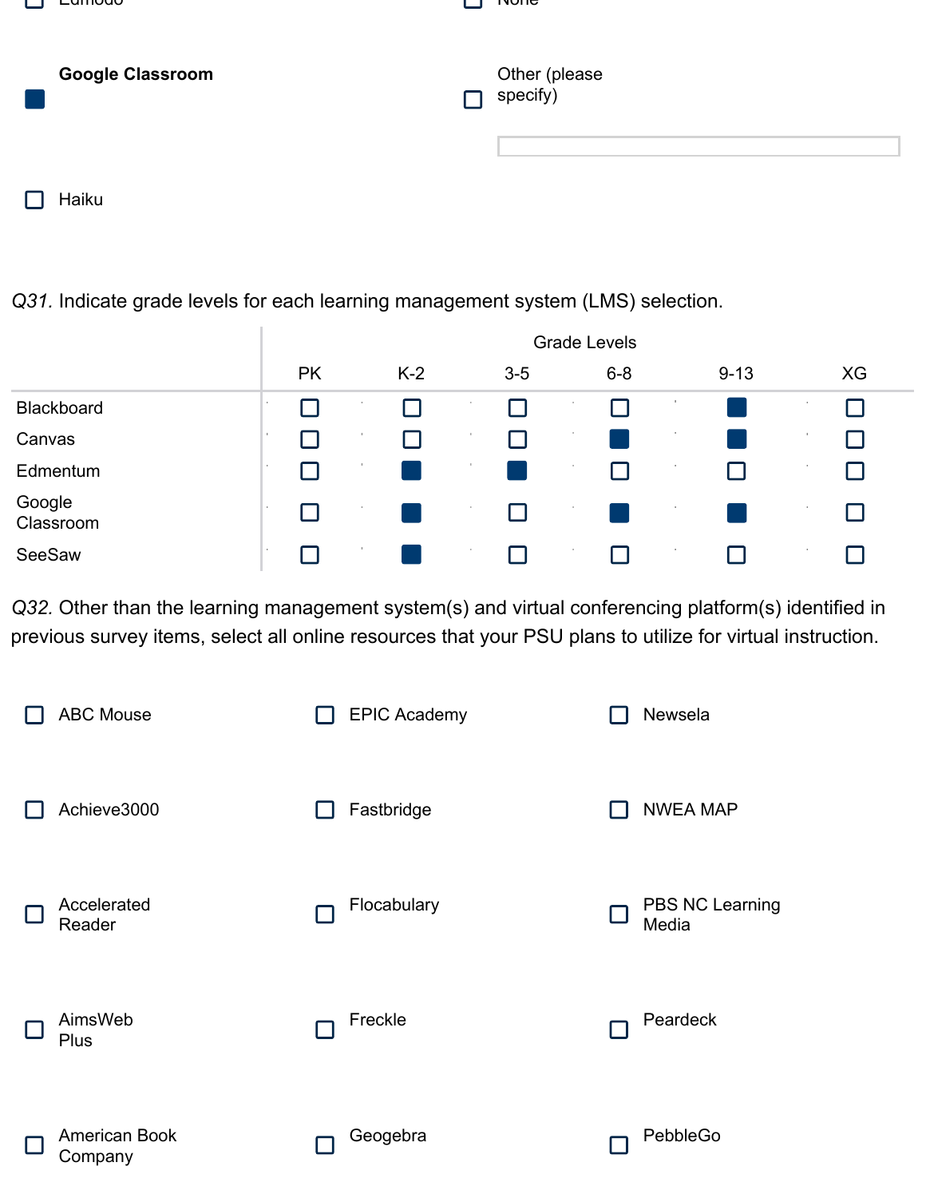- [ ] Edmodo
- [x] **Google Classroom**
- [ ] Haiku
- [ ] None
- [ ] Other (please specify)

*Q31.* Indicate grade levels for each learning management system (LMS) selection.

| | Grade Levels | | | | | |
|---|---|---|---|---|---|---|
| | PK | K-2 | 3-5 | 6-8 | 9-13 | XG |
| Blackboard | ☐ | ☐ | ☐ | ☐ | ■ | ☐ |
| Canvas | ☐ | ☐ | ☐ | ■ | ■ | ☐ |
| Edmentum | ☐ | ■ | ■ | ☐ | ☐ | ☐ |
| Google Classroom | ☐ | ■ | ☐ | ■ | ■ | ☐ |
| SeeSaw | ☐ | ■ | ☐ | ☐ | ☐ | ☐ |

*Q32.* Other than the learning management system(s) and virtual conferencing platform(s) identified in previous survey items, select all online resources that your PSU plans to utilize for virtual instruction.

- [ ] ABC Mouse
- [ ] Achieve3000
- [ ] Accelerated Reader
- [ ] AimsWeb Plus
- [ ] American Book Company
- [ ] EPIC Academy
- [ ] Fastbridge
- [ ] Flocabulary
- [ ] Freckle
- [ ] Geogebra
- [ ] Newsela
- [ ] NWEA MAP
- [ ] PBS NC Learning Media
- [ ] Peardeck
- [ ] PebbleGo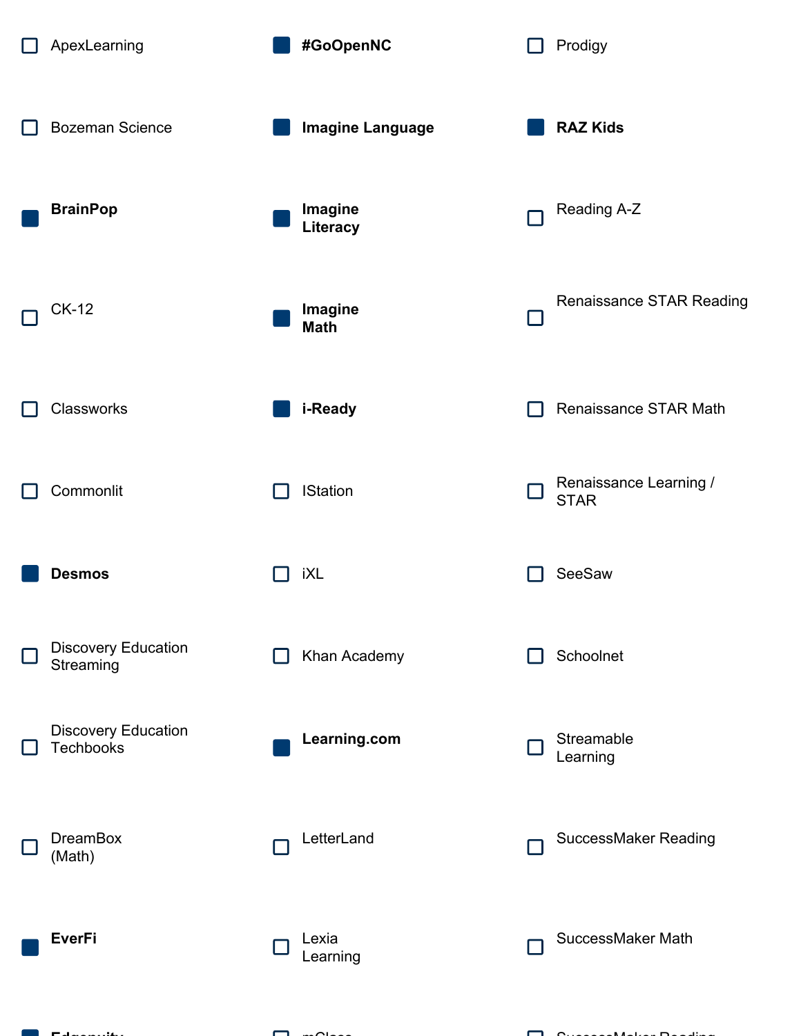- [ ] ApexLearning
- [ ] Bozeman Science
- [x] **BrainPop**
- [ ] CK-12
- [ ] Classworks
- [ ] Commonlit
- [x] **Desmos**
- [ ] Discovery Education Streaming
- [ ] Discovery Education Techbooks
- [ ] DreamBox (Math)
- [x] **EverFi**
- [x] **Edgenuity**
- [x] **#GoOpenNC**
- [x] **Imagine Language**
- [x] **Imagine Literacy**
- [x] **Imagine Math**
- [x] **i-Ready**
- [ ] IStation
- [ ] iXL
- [ ] Khan Academy
- [x] **Learning.com**
- [ ] LetterLand
- [ ] Lexia Learning
- [ ] mClass
- [ ] Prodigy
- [x] **RAZ Kids**
- [ ] Reading A-Z
- [ ] Renaissance STAR Reading
- [ ] Renaissance STAR Math
- [ ] Renaissance Learning / STAR
- [ ] SeeSaw
- [ ] Schoolnet
- [ ] Streamable Learning
- [ ] SuccessMaker Reading
- [ ] SuccessMaker Math
- [ ] SuccessMaker Reading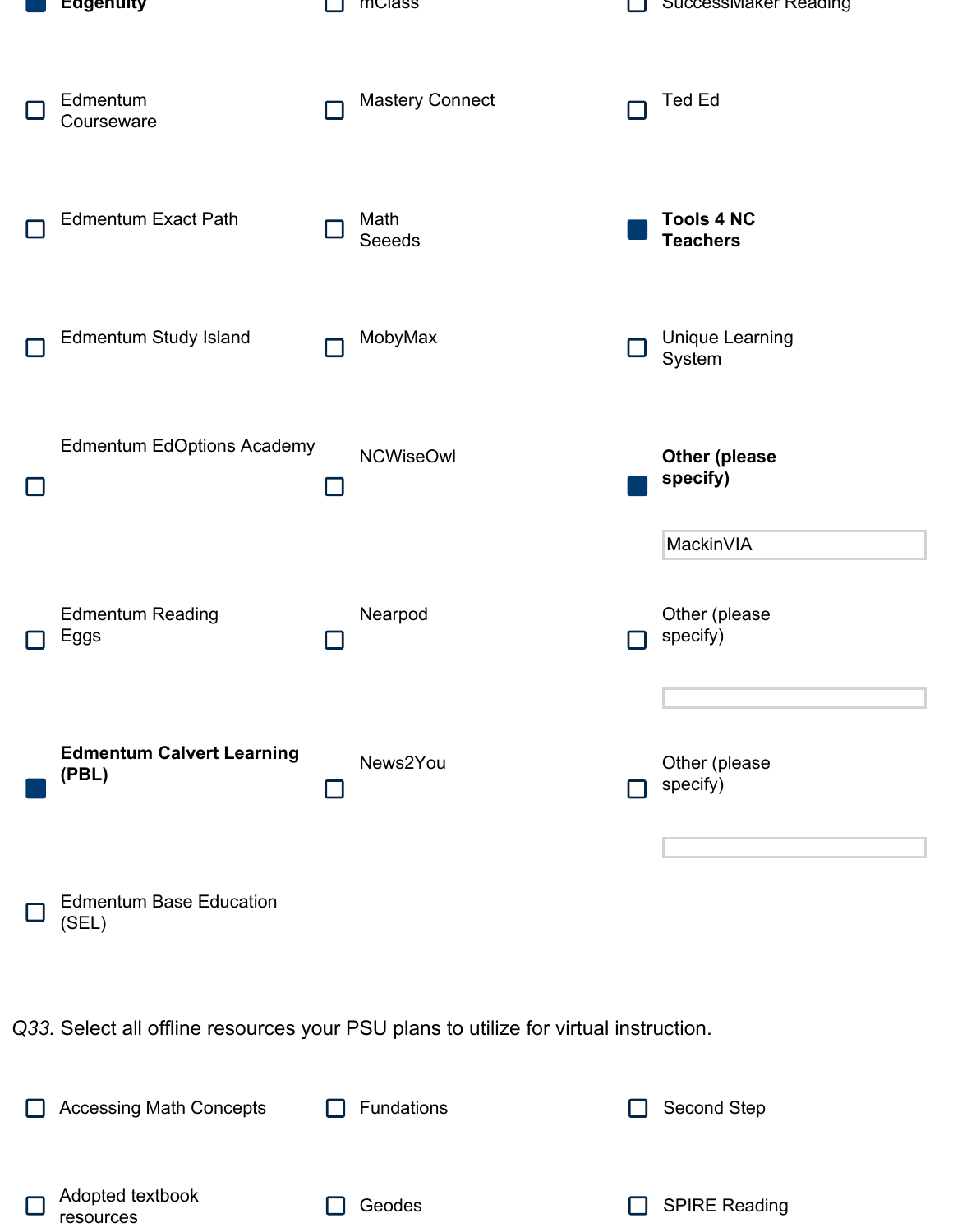- [x] **Edgenuity**
- [ ] mClass
- [ ] SuccessMaker Reading
- [ ] Edmentum Courseware
- [ ] Mastery Connect
- [ ] Ted Ed
- [ ] Edmentum Exact Path
- [ ] Math Seeeds
- [x] **Tools 4 NC Teachers**
- [ ] Edmentum Study Island
- [ ] MobyMax
- [ ] Unique Learning System
- [ ] Edmentum EdOptions Academy
- [ ] NCWiseOwl
- [x] **Other (please specify)**: MackinVIA
- [ ] Edmentum Reading Eggs
- [ ] Nearpod
- [ ] Other (please specify):
- [x] **Edmentum Calvert Learning (PBL)**
- [ ] News2You
- [ ] Other (please specify):
- [ ] Edmentum Base Education (SEL)

*Q33.* Select all offline resources your PSU plans to utilize for virtual instruction.

- [ ] Accessing Math Concepts
- [ ] Fundations
- [ ] Second Step
- [ ] Adopted textbook resources
- [ ] Geodes
- [ ] SPIRE Reading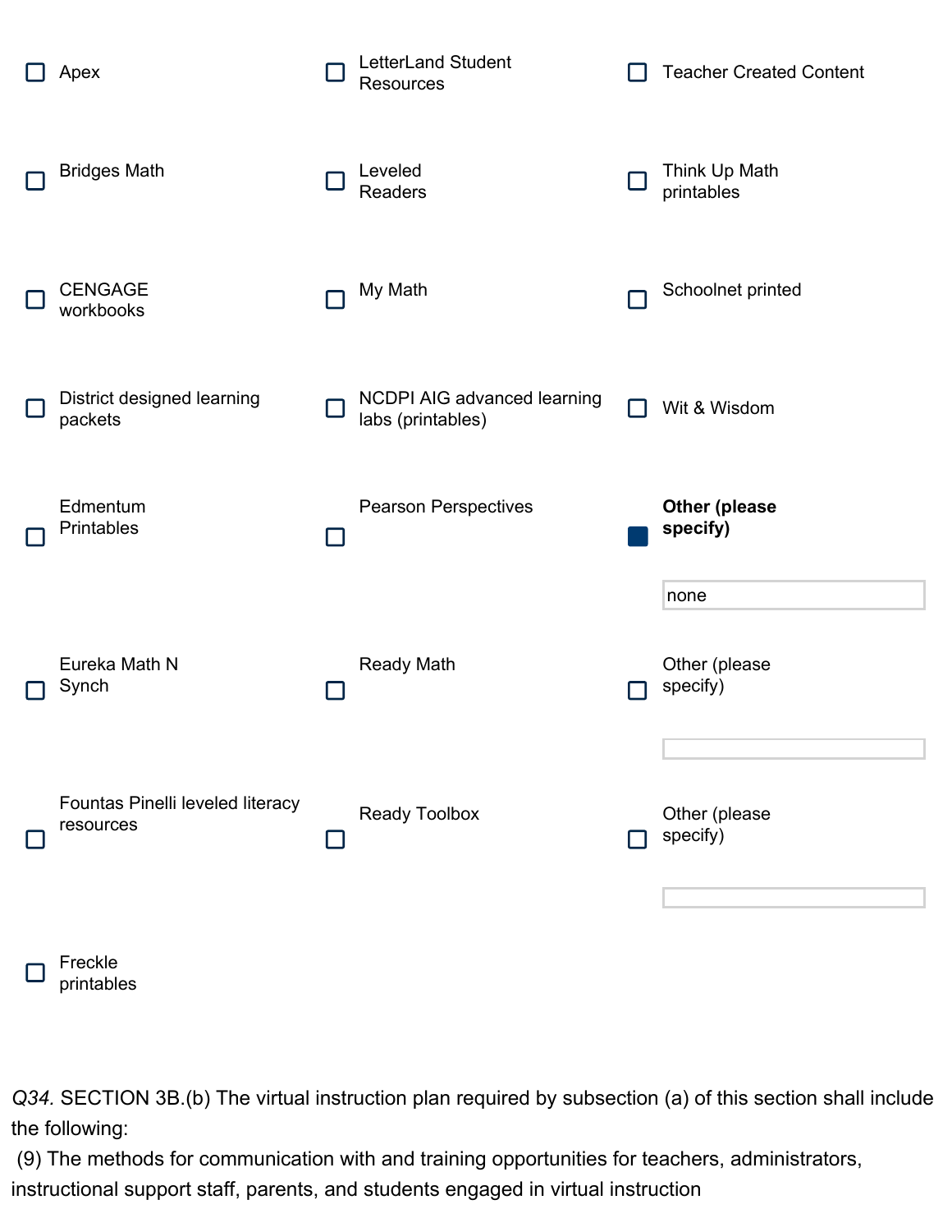- [ ] Apex
- [ ] LetterLand Student Resources
- [ ] Teacher Created Content
- [ ] Bridges Math
- [ ] Leveled Readers
- [ ] Think Up Math printables
- [ ] CENGAGE workbooks
- [ ] My Math
- [ ] Schoolnet printed
- [ ] District designed learning packets
- [ ] NCDPI AIG advanced learning labs (printables)
- [ ] Wit & Wisdom
- [ ] Edmentum Printables
- [ ] Pearson Perspectives
- [x] **Other (please specify)**: none
- [ ] Eureka Math N Synch
- [ ] Ready Math
- [ ] Other (please specify):
- [ ] Fountas Pinelli leveled literacy resources
- [ ] Ready Toolbox
- [ ] Other (please specify):
- [ ] Freckle printables

*Q34.* SECTION 3B.(b) The virtual instruction plan required by subsection (a) of this section shall include the following:

(9) The methods for communication with and training opportunities for teachers, administrators, instructional support staff, parents, and students engaged in virtual instruction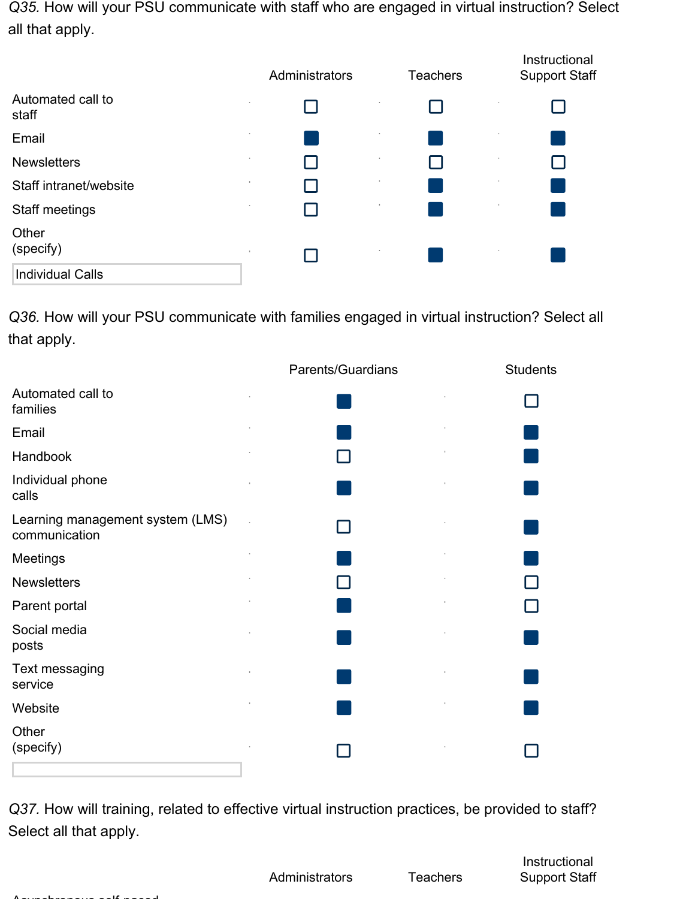*Q35.* How will your PSU communicate with staff who are engaged in virtual instruction? Select all that apply.

| | Administrators | Teachers | Instructional Support Staff |
|---|---|---|---|
| Automated call to staff | ☐ | ☐ | ☐ |
| Email | ☒ | ☒ | ☒ |
| Newsletters | ☐ | ☐ | ☐ |
| Staff intranet/website | ☐ | ☒ | ☒ |
| Staff meetings | ☐ | ☒ | ☒ |
| Other (specify): Individual Calls | ☐ | ☒ | ☒ |

*Q36.* How will your PSU communicate with families engaged in virtual instruction? Select all that apply.

| | Parents/Guardians | Students |
|---|---|---|
| Automated call to families | ☒ | ☐ |
| Email | ☒ | ☒ |
| Handbook | ☐ | ☒ |
| Individual phone calls | ☒ | ☒ |
| Learning management system (LMS) communication | ☐ | ☒ |
| Meetings | ☒ | ☒ |
| Newsletters | ☐ | ☐ |
| Parent portal | ☒ | ☐ |
| Social media posts | ☒ | ☒ |
| Text messaging service | ☒ | ☒ |
| Website | ☒ | ☒ |
| Other (specify): | ☐ | ☐ |

*Q37.* How will training, related to effective virtual instruction practices, be provided to staff? Select all that apply.

| | Administrators | Teachers | Instructional Support Staff |
|---|---|---|---|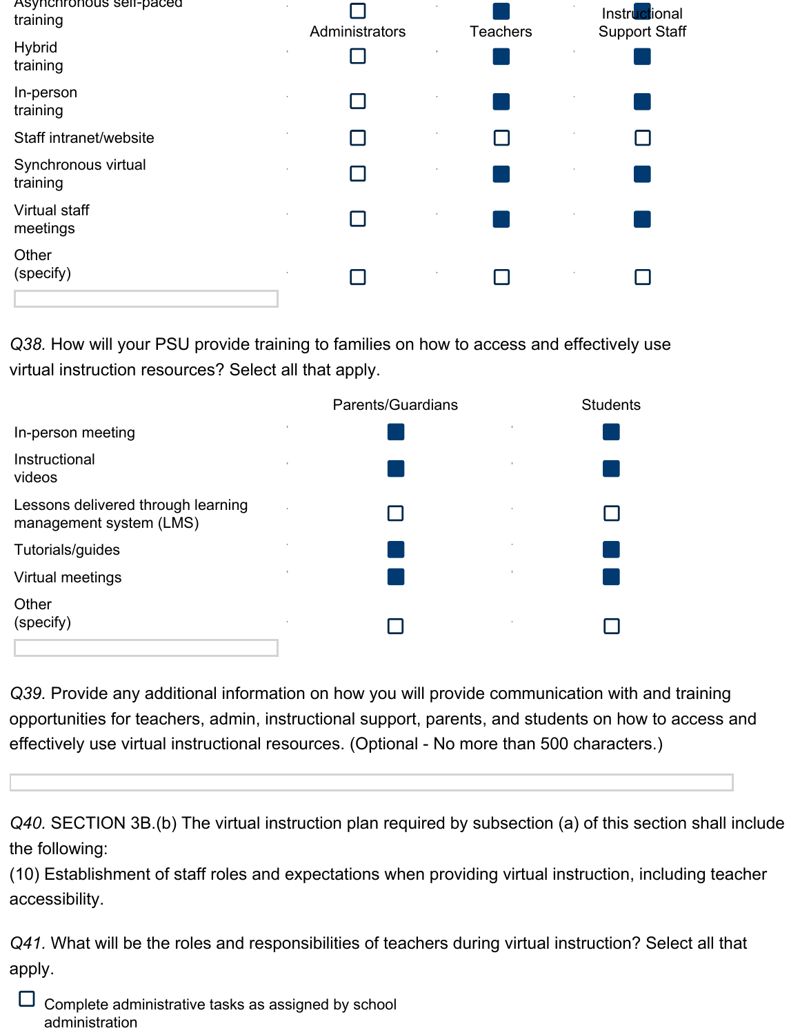| | Administrators | Teachers | Instructional Support Staff |
|---|---|---|---|
| Asynchronous self-paced training | ☐ | ■ | ■ |
| Hybrid training | ☐ | ■ | ■ |
| In-person training | ☐ | ■ | ■ |
| Staff intranet/website | ☐ | ☐ | ☐ |
| Synchronous virtual training | ☐ | ■ | ■ |
| Virtual staff meetings | ☐ | ■ | ■ |
| Other (specify) | ☐ | ☐ | ☐ |

*Q38.* How will your PSU provide training to families on how to access and effectively use virtual instruction resources? Select all that apply.

| | Parents/Guardians | Students |
|---|---|---|
| In-person meeting | ■ | ■ |
| Instructional videos | ■ | ■ |
| Lessons delivered through learning management system (LMS) | ☐ | ☐ |
| Tutorials/guides | ■ | ■ |
| Virtual meetings | ■ | ■ |
| Other (specify) | ☐ | ☐ |

*Q39.* Provide any additional information on how you will provide communication with and training opportunities for teachers, admin, instructional support, parents, and students on how to access and effectively use virtual instructional resources. (Optional - No more than 500 characters.)

*Q40.* SECTION 3B.(b) The virtual instruction plan required by subsection (a) of this section shall include the following:
(10) Establishment of staff roles and expectations when providing virtual instruction, including teacher accessibility.

*Q41.* What will be the roles and responsibilities of teachers during virtual instruction? Select all that apply.

☐ Complete administrative tasks as assigned by school administration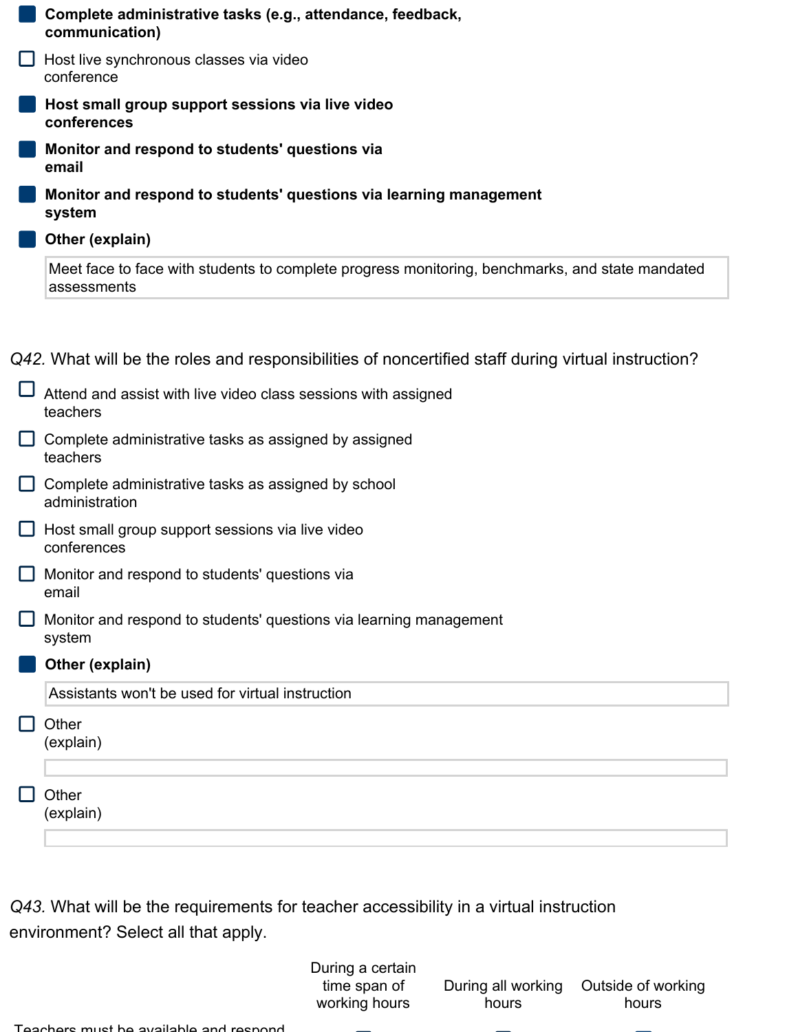- [x] **Complete administrative tasks (e.g., attendance, feedback, communication)**
- [ ] Host live synchronous classes via video conference
- [x] **Host small group support sessions via live video conferences**
- [x] **Monitor and respond to students' questions via email**
- [x] **Monitor and respond to students' questions via learning management system**
- [x] **Other (explain)**

  Meet face to face with students to complete progress monitoring, benchmarks, and state mandated assessments

*Q42.* What will be the roles and responsibilities of noncertified staff during virtual instruction?

- [ ] Attend and assist with live video class sessions with assigned teachers
- [ ] Complete administrative tasks as assigned by assigned teachers
- [ ] Complete administrative tasks as assigned by school administration
- [ ] Host small group support sessions via live video conferences
- [ ] Monitor and respond to students' questions via email
- [ ] Monitor and respond to students' questions via learning management system
- [x] **Other (explain)**

  Assistants won't be used for virtual instruction

- [ ] Other (explain)
- [ ] Other (explain)

*Q43.* What will be the requirements for teacher accessibility in a virtual instruction environment? Select all that apply.

| | During a certain time span of working hours | During all working hours | Outside of working hours |
|---|---|---|---|
| Teachers must be available and respond | | | |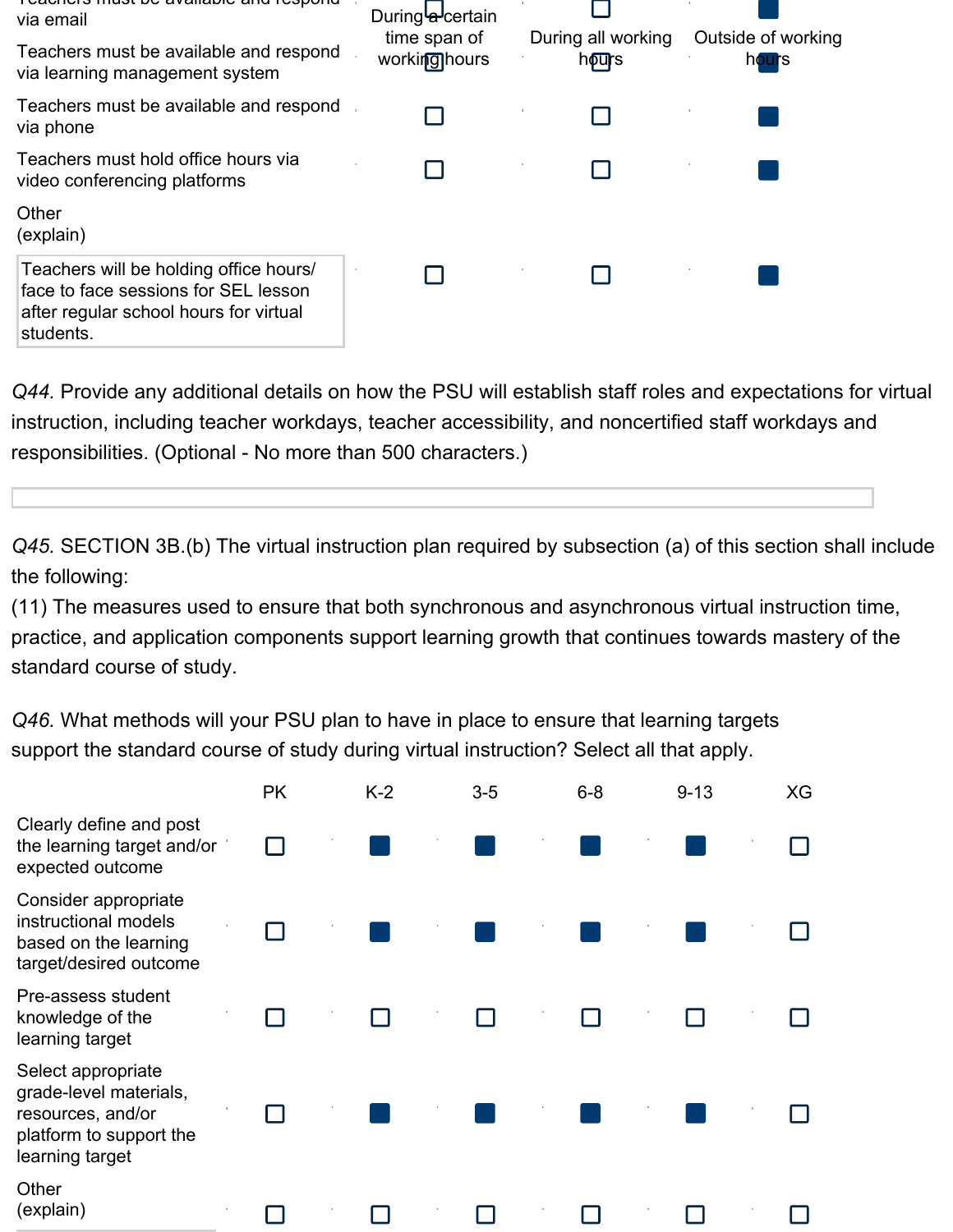| | During a certain time span of working hours | During all working hours | Outside of working hours |
|---|---|---|---|
| Teachers must be available and respond via email | ☐ | ☐ | ■ |
| Teachers must be available and respond via learning management system | ☐ | ☐ | ■ |
| Teachers must be available and respond via phone | ☐ | ☐ | ■ |
| Teachers must hold office hours via video conferencing platforms | ☐ | ☐ | ■ |
| Other (explain) Teachers will be holding office hours/ face to face sessions for SEL lesson after regular school hours for virtual students. | ☐ | ☐ | ■ |

*Q44.* Provide any additional details on how the PSU will establish staff roles and expectations for virtual instruction, including teacher workdays, teacher accessibility, and noncertified staff workdays and responsibilities. (Optional - No more than 500 characters.)

*Q45.* SECTION 3B.(b) The virtual instruction plan required by subsection (a) of this section shall include the following:
(11) The measures used to ensure that both synchronous and asynchronous virtual instruction time, practice, and application components support learning growth that continues towards mastery of the standard course of study.

*Q46.* What methods will your PSU plan to have in place to ensure that learning targets support the standard course of study during virtual instruction? Select all that apply.

| | PK | K-2 | 3-5 | 6-8 | 9-13 | XG |
|---|---|---|---|---|---|---|
| Clearly define and post the learning target and/or expected outcome | ☐ | ■ | ■ | ■ | ■ | ☐ |
| Consider appropriate instructional models based on the learning target/desired outcome | ☐ | ■ | ■ | ■ | ■ | ☐ |
| Pre-assess student knowledge of the learning target | ☐ | ☐ | ☐ | ☐ | ☐ | ☐ |
| Select appropriate grade-level materials, resources, and/or platform to support the learning target | ☐ | ■ | ■ | ■ | ■ | ☐ |
| Other (explain) | ☐ | ☐ | ☐ | ☐ | ☐ | ☐ |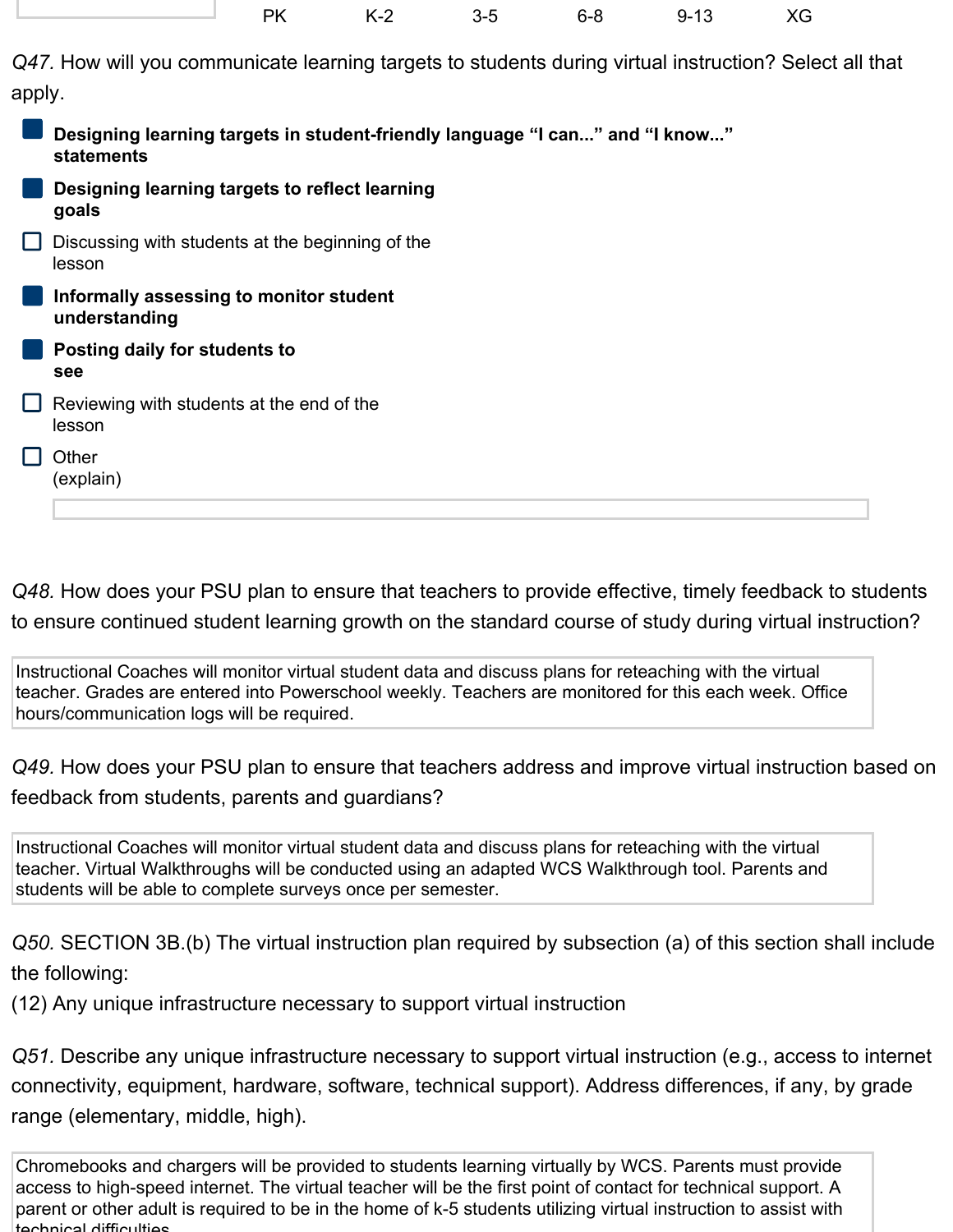| PK | K-2 | 3-5 | 6-8 | 9-13 | XG |
|---|---|---|---|---|---|

*Q47.* How will you communicate learning targets to students during virtual instruction? Select all that apply.

- [x] **Designing learning targets in student-friendly language "I can..." and "I know..." statements**
- [x] **Designing learning targets to reflect learning goals**
- [ ] Discussing with students at the beginning of the lesson
- [x] **Informally assessing to monitor student understanding**
- [x] **Posting daily for students to see**
- [ ] Reviewing with students at the end of the lesson
- [ ] Other (explain)

*Q48.* How does your PSU plan to ensure that teachers to provide effective, timely feedback to students to ensure continued student learning growth on the standard course of study during virtual instruction?

> Instructional Coaches will monitor virtual student data and discuss plans for reteaching with the virtual teacher. Grades are entered into Powerschool weekly. Teachers are monitored for this each week. Office hours/communication logs will be required.

*Q49.* How does your PSU plan to ensure that teachers address and improve virtual instruction based on feedback from students, parents and guardians?

> Instructional Coaches will monitor virtual student data and discuss plans for reteaching with the virtual teacher. Virtual Walkthroughs will be conducted using an adapted WCS Walkthrough tool. Parents and students will be able to complete surveys once per semester.

*Q50.* SECTION 3B.(b) The virtual instruction plan required by subsection (a) of this section shall include the following:
(12) Any unique infrastructure necessary to support virtual instruction

*Q51.* Describe any unique infrastructure necessary to support virtual instruction (e.g., access to internet connectivity, equipment, hardware, software, technical support). Address differences, if any, by grade range (elementary, middle, high).

> Chromebooks and chargers will be provided to students learning virtually by WCS. Parents must provide access to high-speed internet. The virtual teacher will be the first point of contact for technical support. A parent or other adult is required to be in the home of k-5 students utilizing virtual instruction to assist with technical difficulties.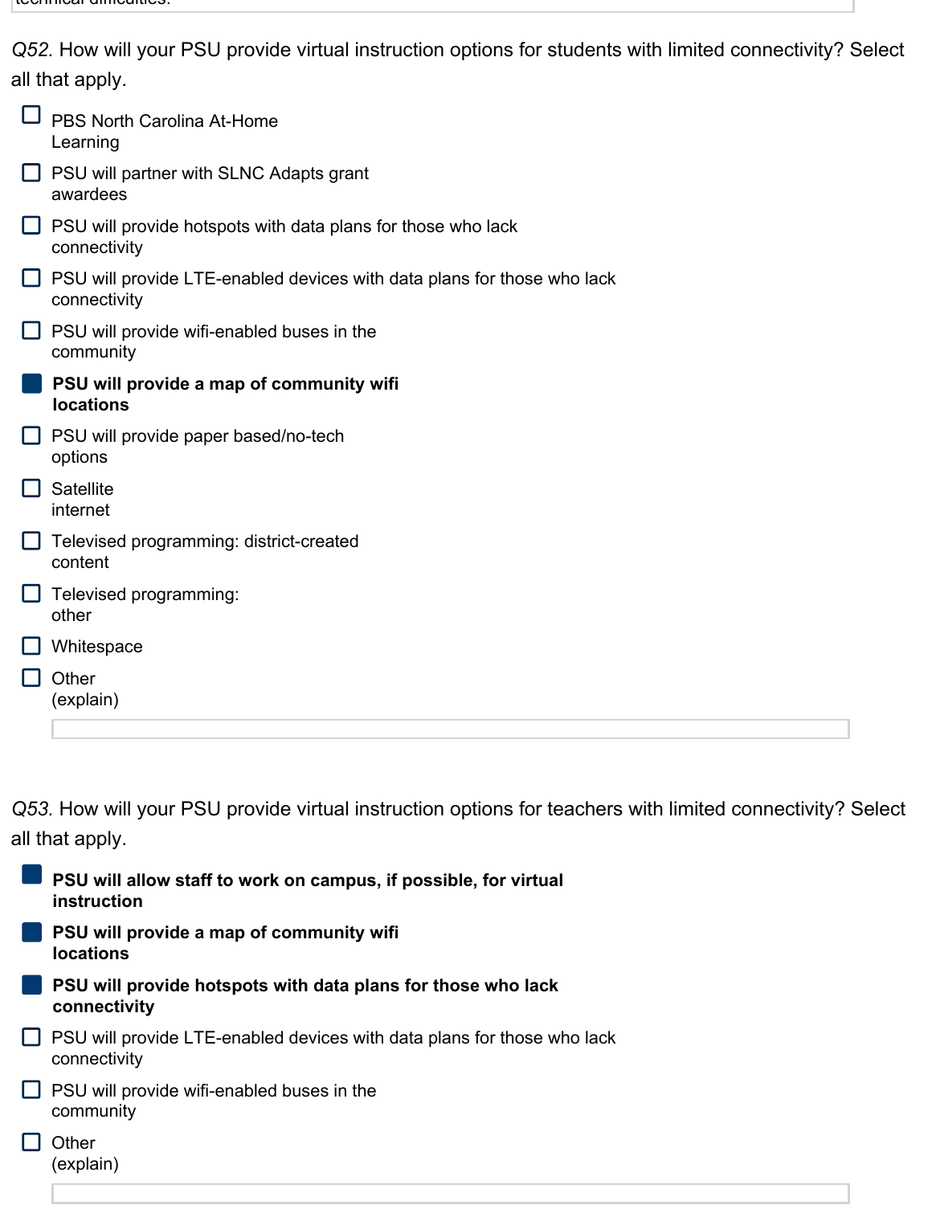*Q52.* How will your PSU provide virtual instruction options for students with limited connectivity? Select all that apply.

- [ ] PBS North Carolina At-Home Learning
- [ ] PSU will partner with SLNC Adapts grant awardees
- [ ] PSU will provide hotspots with data plans for those who lack connectivity
- [ ] PSU will provide LTE-enabled devices with data plans for those who lack connectivity
- [ ] PSU will provide wifi-enabled buses in the community
- [x] **PSU will provide a map of community wifi locations**
- [ ] PSU will provide paper based/no-tech options
- [ ] Satellite internet
- [ ] Televised programming: district-created content
- [ ] Televised programming: other
- [ ] Whitespace
- [ ] Other (explain)

*Q53.* How will your PSU provide virtual instruction options for teachers with limited connectivity? Select all that apply.

- [x] **PSU will allow staff to work on campus, if possible, for virtual instruction**
- [x] **PSU will provide a map of community wifi locations**
- [x] **PSU will provide hotspots with data plans for those who lack connectivity**
- [ ] PSU will provide LTE-enabled devices with data plans for those who lack connectivity
- [ ] PSU will provide wifi-enabled buses in the community
- [ ] Other (explain)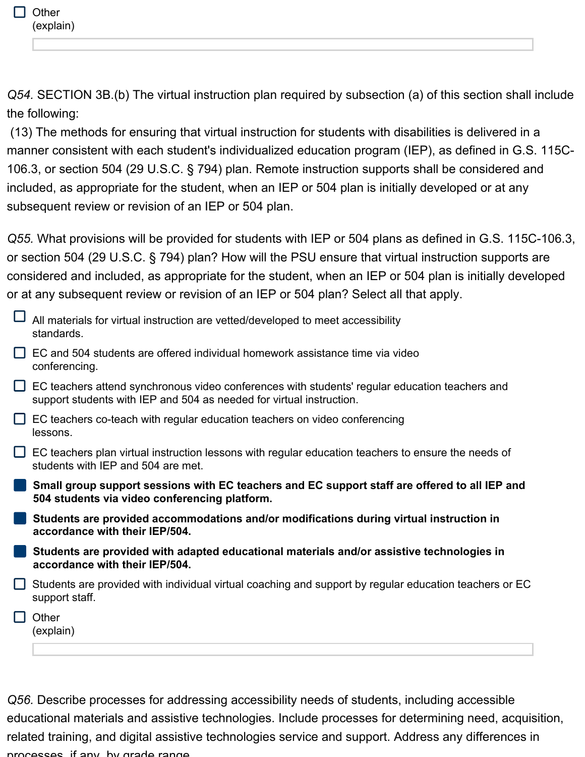- [ ] Other (explain)

_______________________________________________

*Q54.* SECTION 3B.(b) The virtual instruction plan required by subsection (a) of this section shall include the following:

(13) The methods for ensuring that virtual instruction for students with disabilities is delivered in a manner consistent with each student's individualized education program (IEP), as defined in G.S. 115C-106.3, or section 504 (29 U.S.C. § 794) plan. Remote instruction supports shall be considered and included, as appropriate for the student, when an IEP or 504 plan is initially developed or at any subsequent review or revision of an IEP or 504 plan.

*Q55.* What provisions will be provided for students with IEP or 504 plans as defined in G.S. 115C-106.3, or section 504 (29 U.S.C. § 794) plan? How will the PSU ensure that virtual instruction supports are considered and included, as appropriate for the student, when an IEP or 504 plan is initially developed or at any subsequent review or revision of an IEP or 504 plan? Select all that apply.

- [ ] All materials for virtual instruction are vetted/developed to meet accessibility standards.
- [ ] EC and 504 students are offered individual homework assistance time via video conferencing.
- [ ] EC teachers attend synchronous video conferences with students' regular education teachers and support students with IEP and 504 as needed for virtual instruction.
- [ ] EC teachers co-teach with regular education teachers on video conferencing lessons.
- [ ] EC teachers plan virtual instruction lessons with regular education teachers to ensure the needs of students with IEP and 504 are met.
- [x] **Small group support sessions with EC teachers and EC support staff are offered to all IEP and 504 students via video conferencing platform.**
- [x] **Students are provided accommodations and/or modifications during virtual instruction in accordance with their IEP/504.**
- [x] **Students are provided with adapted educational materials and/or assistive technologies in accordance with their IEP/504.**
- [ ] Students are provided with individual virtual coaching and support by regular education teachers or EC support staff.
- [ ] Other (explain)

_______________________________________________

*Q56.* Describe processes for addressing accessibility needs of students, including accessible educational materials and assistive technologies. Include processes for determining need, acquisition, related training, and digital assistive technologies service and support. Address any differences in processes, if any, by grade range.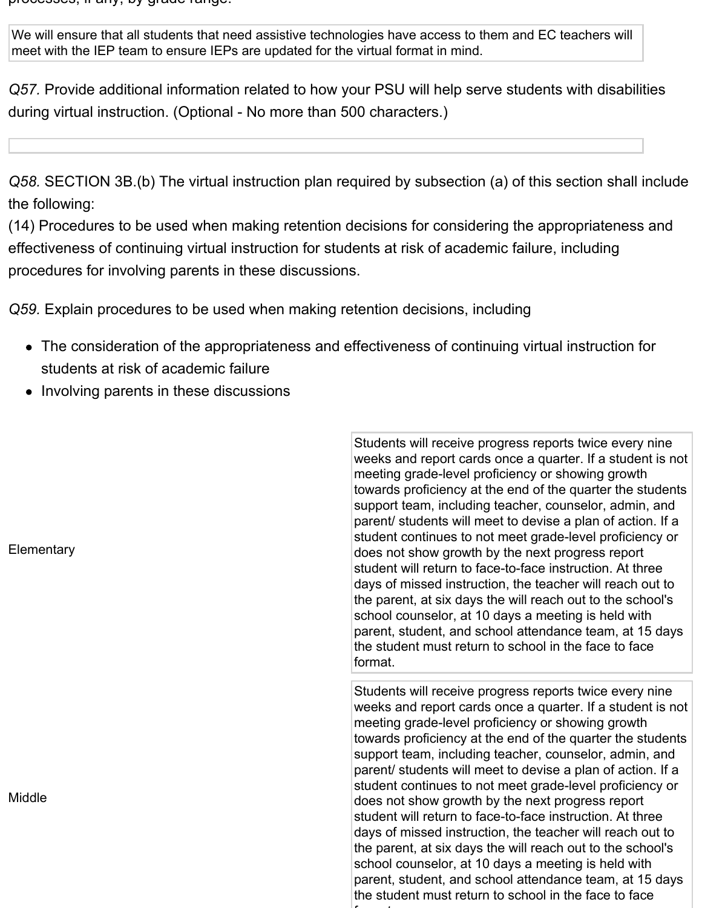processes, if any, by grade range.

We will ensure that all students that need assistive technologies have access to them and EC teachers will meet with the IEP team to ensure IEPs are updated for the virtual format in mind.

*Q57.* Provide additional information related to how your PSU will help serve students with disabilities during virtual instruction. (Optional - No more than 500 characters.)

*Q58.* SECTION 3B.(b) The virtual instruction plan required by subsection (a) of this section shall include the following:
(14) Procedures to be used when making retention decisions for considering the appropriateness and effectiveness of continuing virtual instruction for students at risk of academic failure, including procedures for involving parents in these discussions.

*Q59.* Explain procedures to be used when making retention decisions, including

- The consideration of the appropriateness and effectiveness of continuing virtual instruction for students at risk of academic failure
- Involving parents in these discussions

| | |
|---|---|
| Elementary | Students will receive progress reports twice every nine weeks and report cards once a quarter. If a student is not meeting grade-level proficiency or showing growth towards proficiency at the end of the quarter the students support team, including teacher, counselor, admin, and parent/ students will meet to devise a plan of action. If a student continues to not meet grade-level proficiency or does not show growth by the next progress report student will return to face-to-face instruction. At three days of missed instruction, the teacher will reach out to the parent, at six days the will reach out to the school's school counselor, at 10 days a meeting is held with parent, student, and school attendance team, at 15 days the student must return to school in the face to face format. |
| Middle | Students will receive progress reports twice every nine weeks and report cards once a quarter. If a student is not meeting grade-level proficiency or showing growth towards proficiency at the end of the quarter the students support team, including teacher, counselor, admin, and parent/ students will meet to devise a plan of action. If a student continues to not meet grade-level proficiency or does not show growth by the next progress report student will return to face-to-face instruction. At three days of missed instruction, the teacher will reach out to the parent, at six days the will reach out to the school's school counselor, at 10 days a meeting is held with parent, student, and school attendance team, at 15 days the student must return to school in the face to face format. |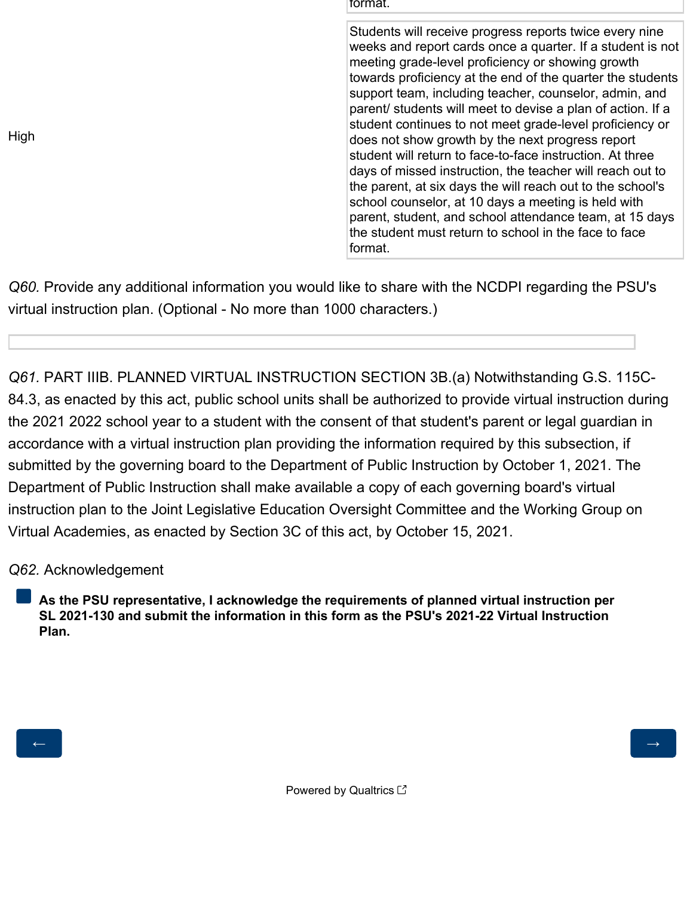format.

| | |
|---|---|
| High | Students will receive progress reports twice every nine weeks and report cards once a quarter. If a student is not meeting grade-level proficiency or showing growth towards proficiency at the end of the quarter the students support team, including teacher, counselor, admin, and parent/ students will meet to devise a plan of action. If a student continues to not meet grade-level proficiency or does not show growth by the next progress report student will return to face-to-face instruction. At three days of missed instruction, the teacher will reach out to the parent, at six days the will reach out to the school's school counselor, at 10 days a meeting is held with parent, student, and school attendance team, at 15 days the student must return to school in the face to face format. |

*Q60.* Provide any additional information you would like to share with the NCDPI regarding the PSU's virtual instruction plan. (Optional - No more than 1000 characters.)

*Q61.* PART IIIB. PLANNED VIRTUAL INSTRUCTION SECTION 3B.(a) Notwithstanding G.S. 115C-84.3, as enacted by this act, public school units shall be authorized to provide virtual instruction during the 2021 2022 school year to a student with the consent of that student's parent or legal guardian in accordance with a virtual instruction plan providing the information required by this subsection, if submitted by the governing board to the Department of Public Instruction by October 1, 2021. The Department of Public Instruction shall make available a copy of each governing board's virtual instruction plan to the Joint Legislative Education Oversight Committee and the Working Group on Virtual Academies, as enacted by Section 3C of this act, by October 15, 2021.

*Q62.* Acknowledgement

- [x] **As the PSU representative, I acknowledge the requirements of planned virtual instruction per SL 2021-130 and submit the information in this form as the PSU's 2021-22 Virtual Instruction Plan.**

Powered by Qualtrics